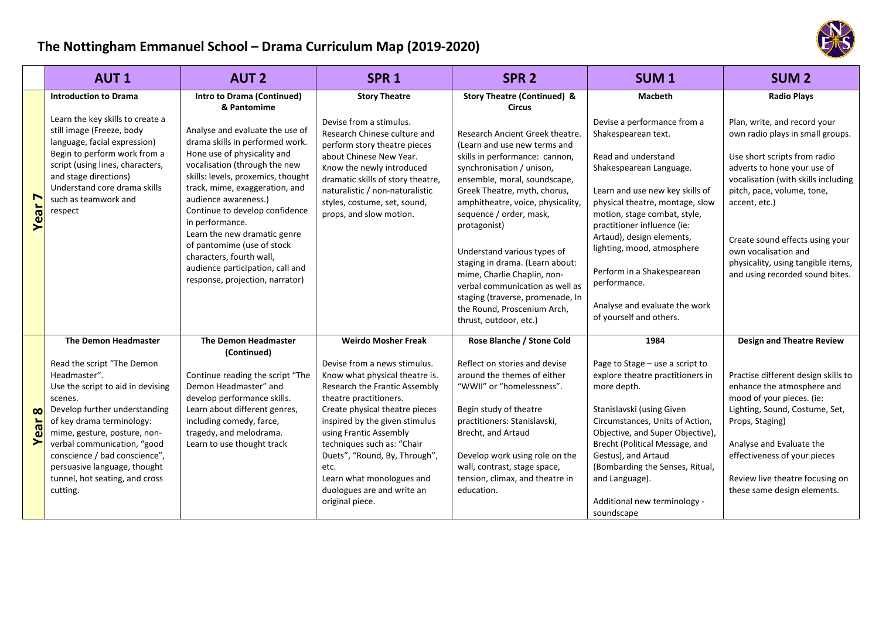# The Nottingham Emmanuel School – Drama Curriculum Map (2019-2020)

| | AUT 1 | AUT 2 | SPR 1 | SPR 2 | SUM 1 | SUM 2 |
|---|---|---|---|---|---|---|
| **Year 7** | **Introduction to Drama**<br><br>Learn the key skills to create a still image (Freeze, body language, facial expression)<br>Begin to perform work from a script (using lines, characters, and stage directions)<br>Understand core drama skills such as teamwork and respect | **Intro to Drama (Continued) & Pantomime**<br><br>Analyse and evaluate the use of drama skills in performed work.<br>Hone use of physicality and vocalisation (through the new skills: levels, proxemics, thought track, mime, exaggeration, and audience awareness.)<br>Continue to develop confidence in performance.<br>Learn the new dramatic genre of pantomime (use of stock characters, fourth wall, audience participation, call and response, projection, narrator) | **Story Theatre**<br><br>Devise from a stimulus.<br>Research Chinese culture and perform story theatre pieces about Chinese New Year.<br>Know the newly introduced dramatic skills of story theatre, naturalistic / non-naturalistic styles, costume, set, sound, props, and slow motion. | **Story Theatre (Continued) & Circus**<br><br>Research Ancient Greek theatre. (Learn and use new terms and skills in performance: cannon, synchronisation / unison, ensemble, moral, soundscape, Greek Theatre, myth, chorus, amphitheatre, voice, physicality, sequence / order, mask, protagonist)<br><br>Understand various types of staging in drama. (Learn about: mime, Charlie Chaplin, non-verbal communication as well as staging (traverse, promenade, In the Round, Proscenium Arch, thrust, outdoor, etc.) | **Macbeth**<br><br>Devise a performance from a Shakespearean text.<br><br>Read and understand Shakespearean Language.<br><br>Learn and use new key skills of physical theatre, montage, slow motion, stage combat, style, practitioner influence (ie: Artaud), design elements, lighting, mood, atmosphere<br><br>Perform in a Shakespearean performance.<br><br>Analyse and evaluate the work of yourself and others. | **Radio Plays**<br><br>Plan, write, and record your own radio plays in small groups.<br><br>Use short scripts from radio adverts to hone your use of vocalisation (with skills including pitch, pace, volume, tone, accent, etc.)<br><br>Create sound effects using your own vocalisation and physicality, using tangible items, and using recorded sound bites. |
| **Year 8** | **The Demon Headmaster**<br><br>Read the script "The Demon Headmaster".<br>Use the script to aid in devising scenes.<br>Develop further understanding of key drama terminology: mime, gesture, posture, non-verbal communication, "good conscience / bad conscience", persuasive language, thought tunnel, hot seating, and cross cutting. | **The Demon Headmaster (Continued)**<br><br>Continue reading the script "The Demon Headmaster" and develop performance skills.<br>Learn about different genres, including comedy, farce, tragedy, and melodrama.<br>Learn to use thought track | **Weirdo Mosher Freak**<br><br>Devise from a news stimulus.<br>Know what physical theatre is.<br>Research the Frantic Assembly theatre practitioners.<br>Create physical theatre pieces inspired by the given stimulus using Frantic Assembly techniques such as: "Chair Duets", "Round, By, Through", etc.<br>Learn what monologues and duologues are and write an original piece. | **Rose Blanche / Stone Cold**<br><br>Reflect on stories and devise around the themes of either "WWII" or "homelessness".<br><br>Begin study of theatre practitioners: Stanislavski, Brecht, and Artaud<br><br>Develop work using role on the wall, contrast, stage space, tension, climax, and theatre in education. | **1984**<br><br>Page to Stage – use a script to explore theatre practitioners in more depth.<br><br>Stanislavski (using Given Circumstances, Units of Action, Objective, and Super Objective), Brecht (Political Message, and Gestus), and Artaud (Bombarding the Senses, Ritual, and Language).<br><br>Additional new terminology - soundscape | **Design and Theatre Review**<br><br>Practise different design skills to enhance the atmosphere and mood of your pieces. (ie: Lighting, Sound, Costume, Set, Props, Staging)<br><br>Analyse and Evaluate the effectiveness of your pieces<br><br>Review live theatre focusing on these same design elements. |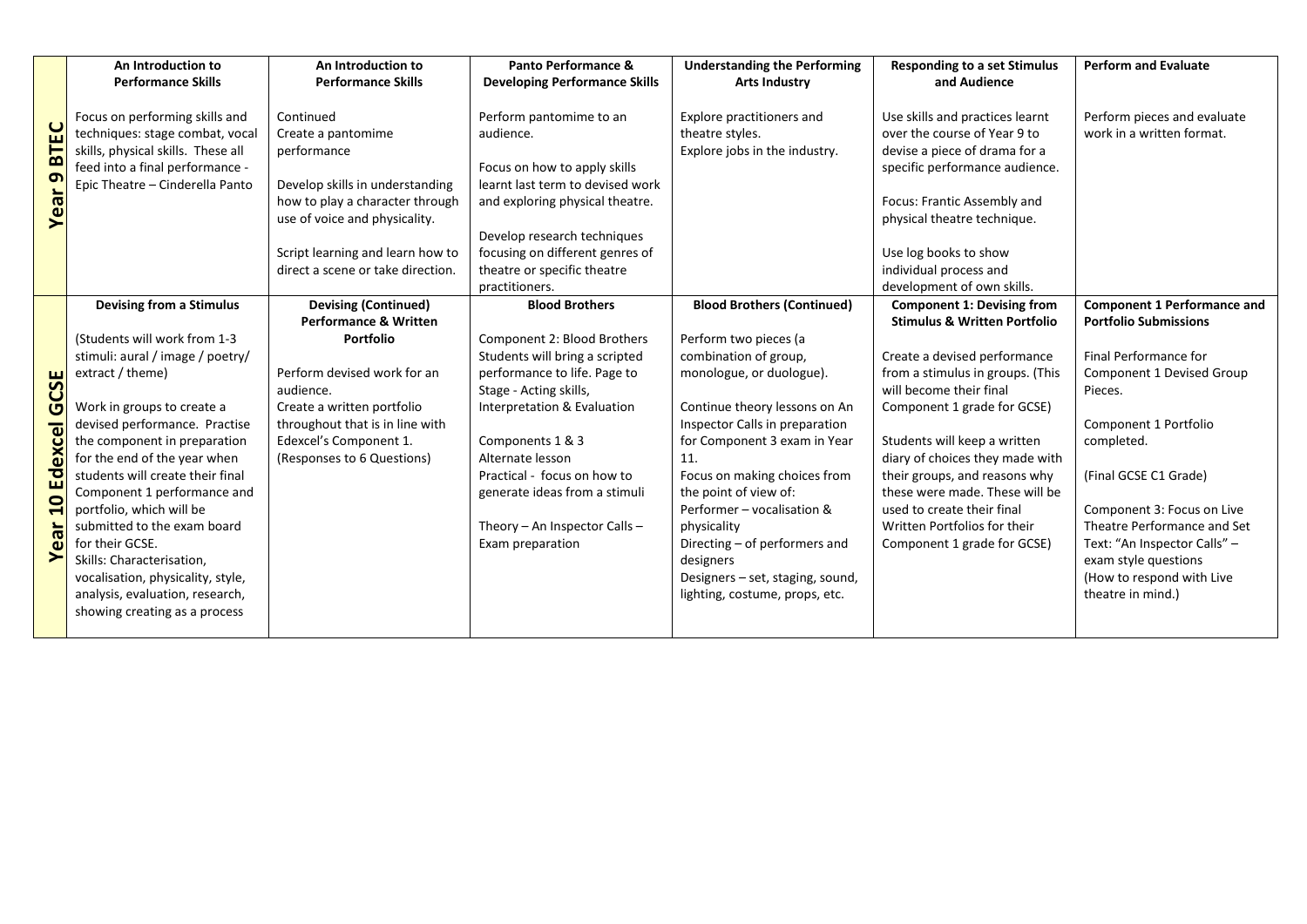| | | | | | | |
|---|---|---|---|---|---|---|
| **Year 9 BTEC** | **An Introduction to Performance Skills**<br><br>Focus on performing skills and techniques: stage combat, vocal skills, physical skills. These all feed into a final performance - Epic Theatre – Cinderella Panto | **An Introduction to Performance Skills**<br><br>Continued<br>Create a pantomime performance<br><br>Develop skills in understanding how to play a character through use of voice and physicality.<br><br>Script learning and learn how to direct a scene or take direction. | **Panto Performance & Developing Performance Skills**<br><br>Perform pantomime to an audience.<br><br>Focus on how to apply skills learnt last term to devised work and exploring physical theatre.<br><br>Develop research techniques focusing on different genres of theatre or specific theatre practitioners. | **Understanding the Performing Arts Industry**<br><br>Explore practitioners and theatre styles.<br>Explore jobs in the industry. | **Responding to a set Stimulus and Audience**<br><br>Use skills and practices learnt over the course of Year 9 to devise a piece of drama for a specific performance audience.<br><br>Focus: Frantic Assembly and physical theatre technique.<br><br>Use log books to show individual process and development of own skills. | **Perform and Evaluate**<br><br>Perform pieces and evaluate work in a written format. |
| **Year 10 Edexcel GCSE** | **Devising from a Stimulus**<br><br>(Students will work from 1-3 stimuli: aural / image / poetry/ extract / theme)<br><br>Work in groups to create a devised performance. Practise the component in preparation for the end of the year when students will create their final Component 1 performance and portfolio, which will be submitted to the exam board for their GCSE.<br>Skills: Characterisation, vocalisation, physicality, style, analysis, evaluation, research, showing creating as a process | **Devising (Continued) Performance & Written Portfolio**<br><br>Perform devised work for an audience.<br>Create a written portfolio throughout that is in line with Edexcel's Component 1.<br>(Responses to 6 Questions) | **Blood Brothers**<br><br>Component 2: Blood Brothers<br>Students will bring a scripted performance to life. Page to Stage - Acting skills, Interpretation & Evaluation<br><br>Components 1 & 3<br>Alternate lesson<br>Practical - focus on how to generate ideas from a stimuli<br><br>Theory – An Inspector Calls – Exam preparation | **Blood Brothers (Continued)**<br><br>Perform two pieces (a combination of group, monologue, or duologue).<br><br>Continue theory lessons on An Inspector Calls in preparation for Component 3 exam in Year 11.<br>Focus on making choices from the point of view of:<br>Performer – vocalisation & physicality<br>Directing – of performers and designers<br>Designers – set, staging, sound, lighting, costume, props, etc. | **Component 1: Devising from Stimulus & Written Portfolio**<br><br>Create a devised performance from a stimulus in groups. (This will become their final Component 1 grade for GCSE)<br><br>Students will keep a written diary of choices they made with their groups, and reasons why these were made. These will be used to create their final Written Portfolios for their Component 1 grade for GCSE) | **Component 1 Performance and Portfolio Submissions**<br><br>Final Performance for Component 1 Devised Group Pieces.<br><br>Component 1 Portfolio completed.<br><br>(Final GCSE C1 Grade)<br><br>Component 3: Focus on Live Theatre Performance and Set Text: "An Inspector Calls" – exam style questions (How to respond with Live theatre in mind.) |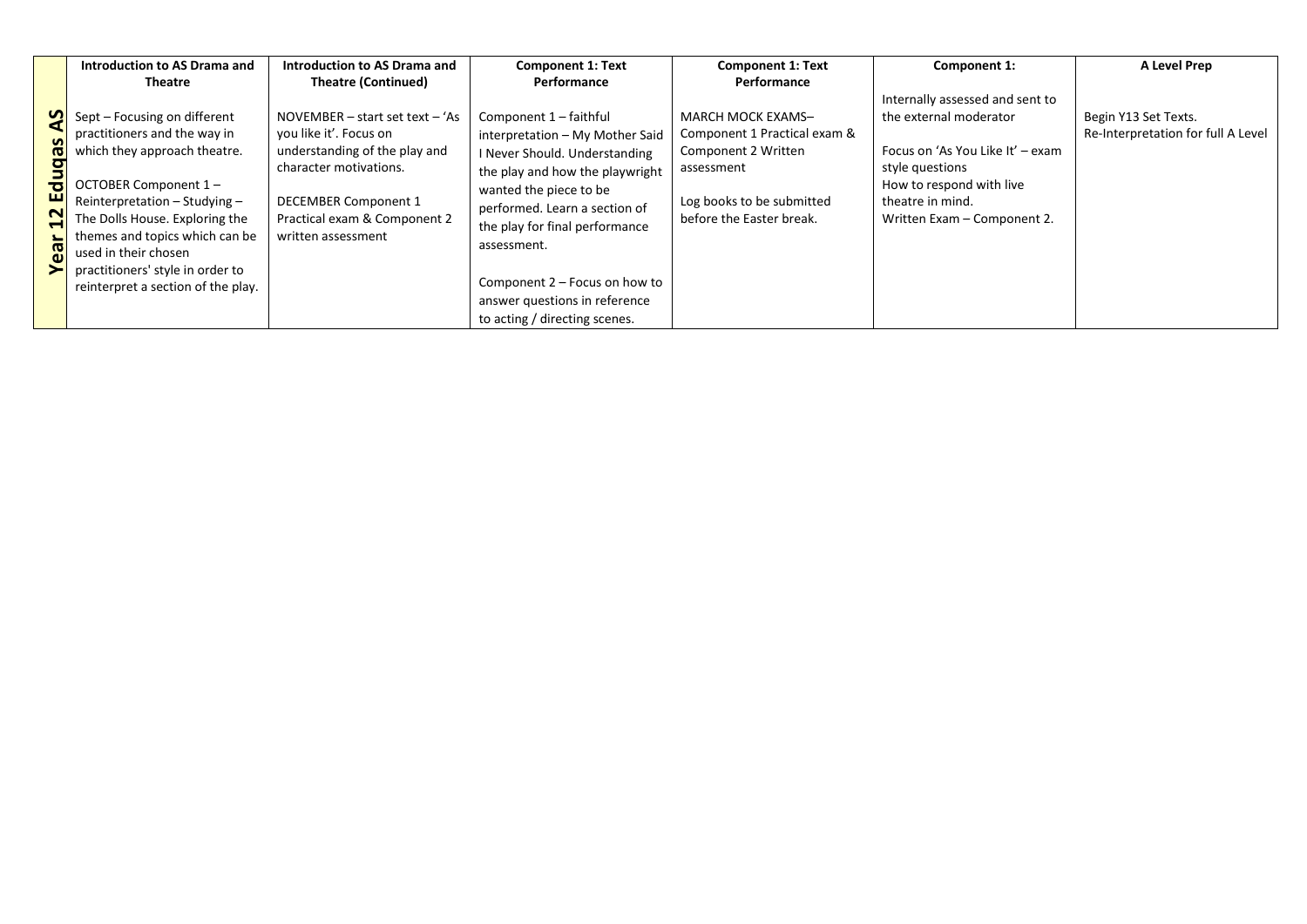| Year 12 Eduqas AS | Introduction to AS Drama and Theatre | Introduction to AS Drama and Theatre (Continued) | Component 1: Text Performance | Component 1: Text Performance | Component 1: | A Level Prep |
|---|---|---|---|---|---|---|
| | Sept – Focusing on different practitioners and the way in which they approach theatre.<br><br>OCTOBER Component 1 – Reinterpretation – Studying – The Dolls House. Exploring the themes and topics which can be used in their chosen practitioners' style in order to reinterpret a section of the play. | NOVEMBER – start set text – 'As you like it'. Focus on understanding of the play and character motivations.<br><br>DECEMBER Component 1 Practical exam & Component 2 written assessment | Component 1 – faithful interpretation – My Mother Said I Never Should. Understanding the play and how the playwright wanted the piece to be performed. Learn a section of the play for final performance assessment.<br><br>Component 2 – Focus on how to answer questions in reference to acting / directing scenes. | MARCH MOCK EXAMS– Component 1 Practical exam & Component 2 Written assessment<br><br>Log books to be submitted before the Easter break. | Internally assessed and sent to the external moderator<br><br>Focus on 'As You Like It' – exam style questions<br>How to respond with live theatre in mind.<br>Written Exam – Component 2. | Begin Y13 Set Texts.<br>Re-Interpretation for full A Level |